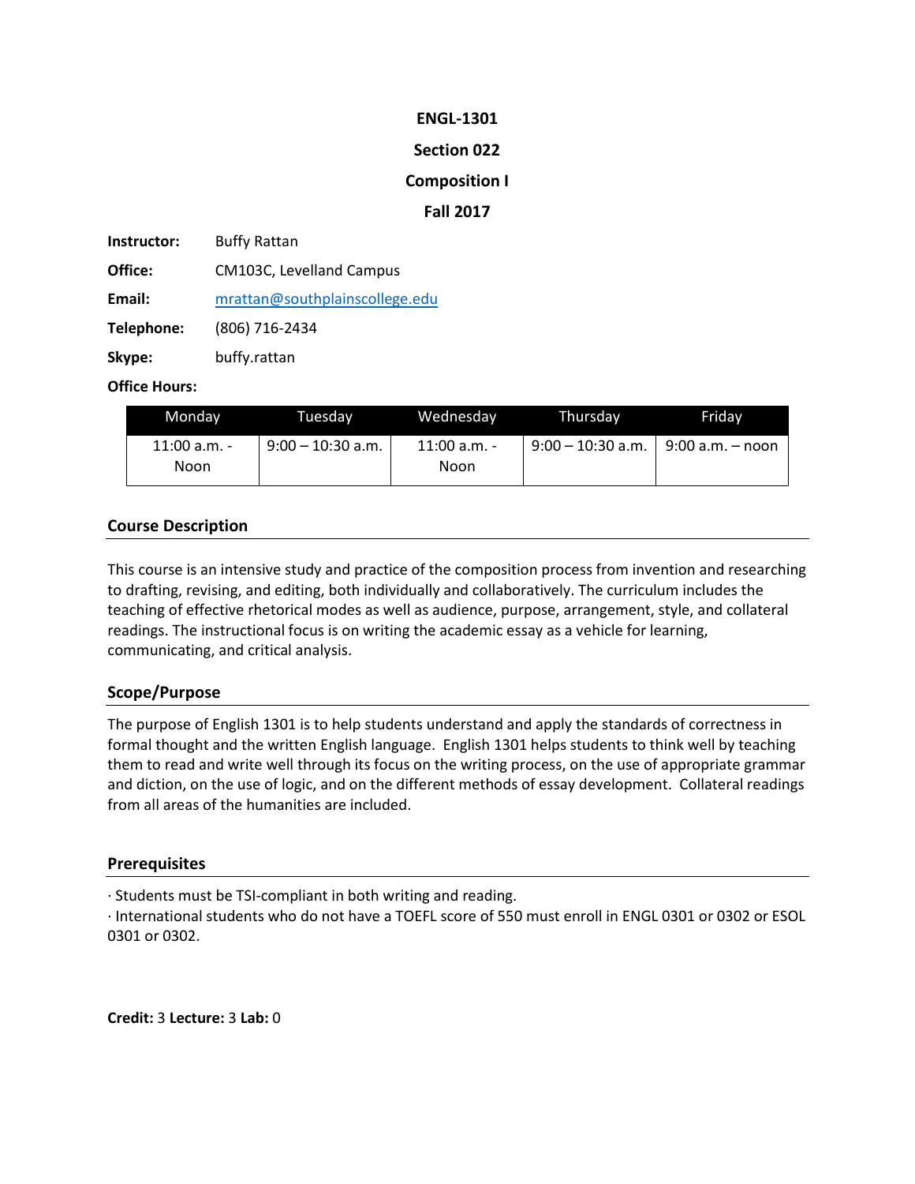**ENGL-1301**

**Section 022**

**Composition I**

**Fall 2017**

**Instructor:** Buffy Rattan

**Office:** CM103C, Levelland Campus

**Email:** mrattan@southplainscollege.edu

**Telephone:** (806) 716-2434

**Skype:** buffy.rattan

**Office Hours:**

| Monday | Tuesday | Wednesday | Thursday | Friday |
| --- | --- | --- | --- | --- |
| 11:00 a.m. - Noon | 9:00 – 10:30 a.m. | 11:00 a.m. - Noon | 9:00 – 10:30 a.m. | 9:00 a.m. – noon |

## Course Description

This course is an intensive study and practice of the composition process from invention and researching to drafting, revising, and editing, both individually and collaboratively. The curriculum includes the teaching of effective rhetorical modes as well as audience, purpose, arrangement, style, and collateral readings. The instructional focus is on writing the academic essay as a vehicle for learning, communicating, and critical analysis.

## Scope/Purpose

The purpose of English 1301 is to help students understand and apply the standards of correctness in formal thought and the written English language. English 1301 helps students to think well by teaching them to read and write well through its focus on the writing process, on the use of appropriate grammar and diction, on the use of logic, and on the different methods of essay development. Collateral readings from all areas of the humanities are included.

## Prerequisites

· Students must be TSI-compliant in both writing and reading.
· International students who do not have a TOEFL score of 550 must enroll in ENGL 0301 or 0302 or ESOL 0301 or 0302.

**Credit:** 3 **Lecture:** 3 **Lab:** 0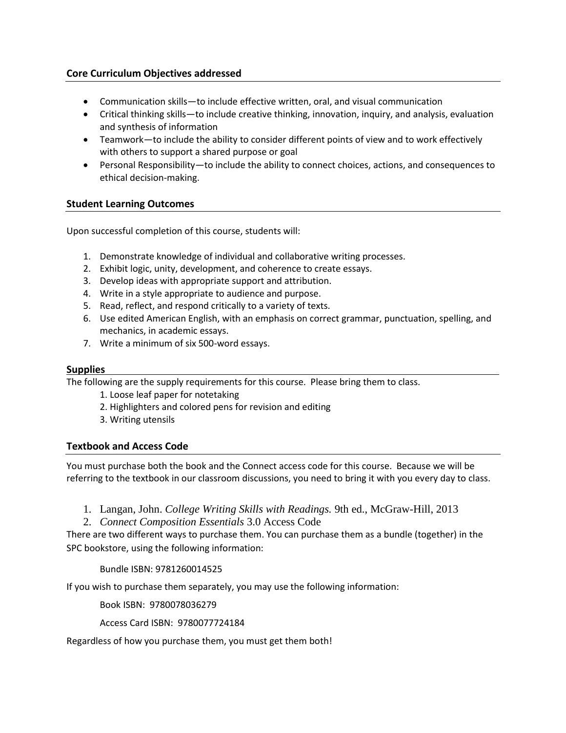## Core Curriculum Objectives addressed

- Communication skills—to include effective written, oral, and visual communication
- Critical thinking skills—to include creative thinking, innovation, inquiry, and analysis, evaluation and synthesis of information
- Teamwork—to include the ability to consider different points of view and to work effectively with others to support a shared purpose or goal
- Personal Responsibility—to include the ability to connect choices, actions, and consequences to ethical decision-making.

## Student Learning Outcomes

Upon successful completion of this course, students will:

1. Demonstrate knowledge of individual and collaborative writing processes.
2. Exhibit logic, unity, development, and coherence to create essays.
3. Develop ideas with appropriate support and attribution.
4. Write in a style appropriate to audience and purpose.
5. Read, reflect, and respond critically to a variety of texts.
6. Use edited American English, with an emphasis on correct grammar, punctuation, spelling, and mechanics, in academic essays.
7. Write a minimum of six 500-word essays.

## Supplies

The following are the supply requirements for this course. Please bring them to class.

1. Loose leaf paper for notetaking
2. Highlighters and colored pens for revision and editing
3. Writing utensils

## Textbook and Access Code

You must purchase both the book and the Connect access code for this course. Because we will be referring to the textbook in our classroom discussions, you need to bring it with you every day to class.

1. Langan, John. *College Writing Skills with Readings.* 9th ed., McGraw-Hill, 2013
2. *Connect Composition Essentials* 3.0 Access Code

There are two different ways to purchase them. You can purchase them as a bundle (together) in the SPC bookstore, using the following information:

Bundle ISBN: 9781260014525

If you wish to purchase them separately, you may use the following information:

Book ISBN: 9780078036279

Access Card ISBN: 9780077724184

Regardless of how you purchase them, you must get them both!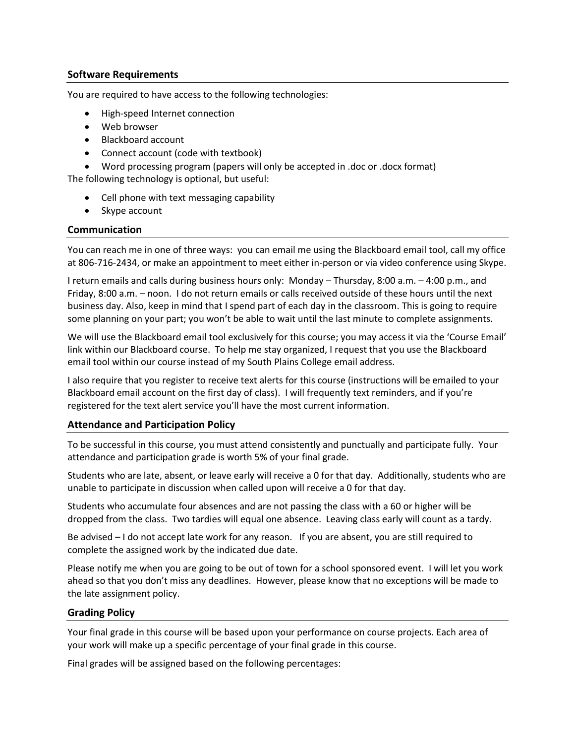### Software Requirements

You are required to have access to the following technologies:

- High-speed Internet connection
- Web browser
- Blackboard account
- Connect account (code with textbook)
- Word processing program (papers will only be accepted in .doc or .docx format)

The following technology is optional, but useful:

- Cell phone with text messaging capability
- Skype account

### Communication

You can reach me in one of three ways: you can email me using the Blackboard email tool, call my office at 806-716-2434, or make an appointment to meet either in-person or via video conference using Skype.

I return emails and calls during business hours only: Monday – Thursday, 8:00 a.m. – 4:00 p.m., and Friday, 8:00 a.m. – noon. I do not return emails or calls received outside of these hours until the next business day. Also, keep in mind that I spend part of each day in the classroom. This is going to require some planning on your part; you won't be able to wait until the last minute to complete assignments.

We will use the Blackboard email tool exclusively for this course; you may access it via the 'Course Email' link within our Blackboard course. To help me stay organized, I request that you use the Blackboard email tool within our course instead of my South Plains College email address.

I also require that you register to receive text alerts for this course (instructions will be emailed to your Blackboard email account on the first day of class). I will frequently text reminders, and if you're registered for the text alert service you'll have the most current information.

### Attendance and Participation Policy

To be successful in this course, you must attend consistently and punctually and participate fully. Your attendance and participation grade is worth 5% of your final grade.

Students who are late, absent, or leave early will receive a 0 for that day. Additionally, students who are unable to participate in discussion when called upon will receive a 0 for that day.

Students who accumulate four absences and are not passing the class with a 60 or higher will be dropped from the class. Two tardies will equal one absence. Leaving class early will count as a tardy.

Be advised – I do not accept late work for any reason. If you are absent, you are still required to complete the assigned work by the indicated due date.

Please notify me when you are going to be out of town for a school sponsored event. I will let you work ahead so that you don't miss any deadlines. However, please know that no exceptions will be made to the late assignment policy.

### Grading Policy

Your final grade in this course will be based upon your performance on course projects. Each area of your work will make up a specific percentage of your final grade in this course.

Final grades will be assigned based on the following percentages: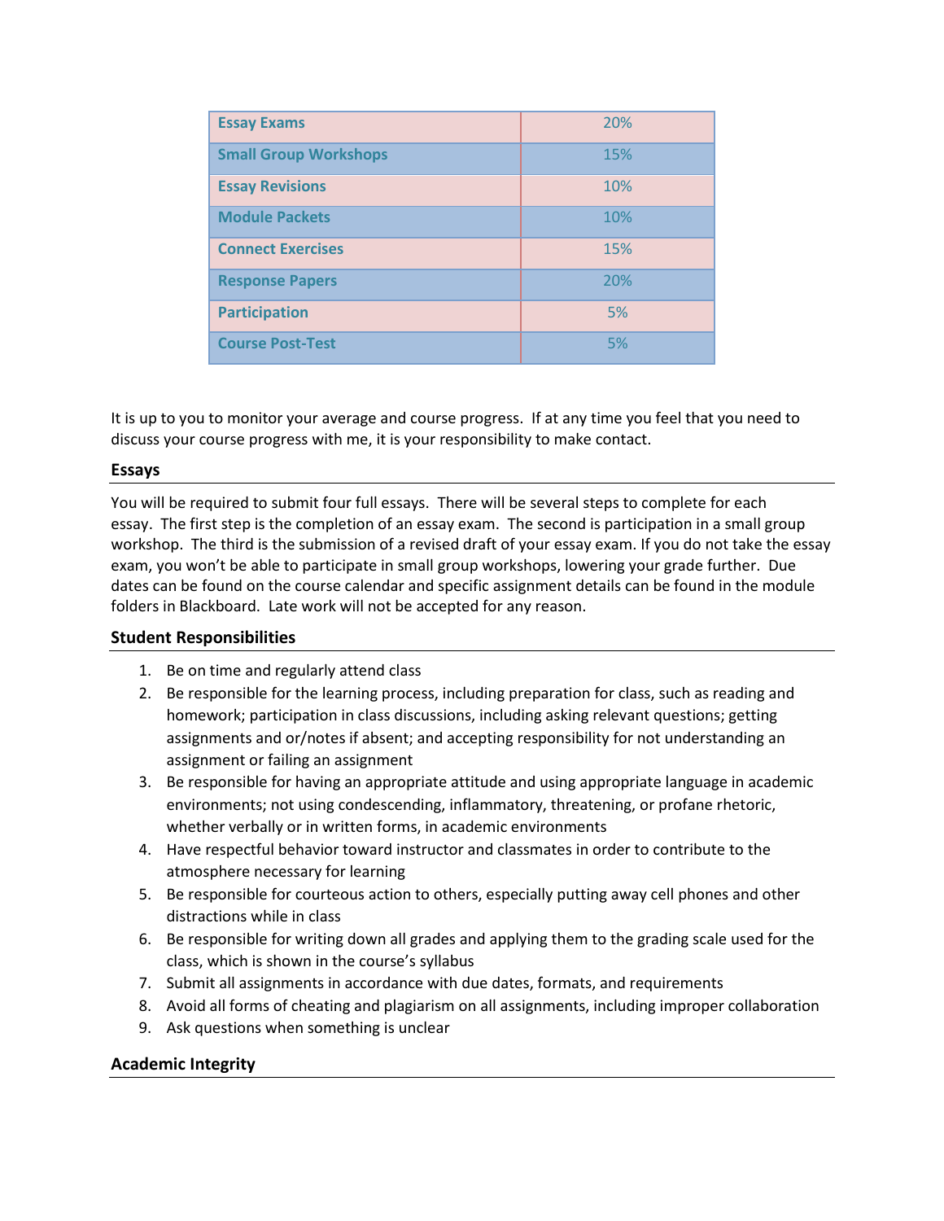| Component | Weight |
|---|---|
| **Essay Exams** | 20% |
| **Small Group Workshops** | 15% |
| **Essay Revisions** | 10% |
| **Module Packets** | 10% |
| **Connect Exercises** | 15% |
| **Response Papers** | 20% |
| **Participation** | 5% |
| **Course Post-Test** | 5% |

It is up to you to monitor your average and course progress. If at any time you feel that you need to discuss your course progress with me, it is your responsibility to make contact.

## Essays

You will be required to submit four full essays. There will be several steps to complete for each essay. The first step is the completion of an essay exam. The second is participation in a small group workshop. The third is the submission of a revised draft of your essay exam. If you do not take the essay exam, you won't be able to participate in small group workshops, lowering your grade further. Due dates can be found on the course calendar and specific assignment details can be found in the module folders in Blackboard. Late work will not be accepted for any reason.

## Student Responsibilities

1. Be on time and regularly attend class
2. Be responsible for the learning process, including preparation for class, such as reading and homework; participation in class discussions, including asking relevant questions; getting assignments and or/notes if absent; and accepting responsibility for not understanding an assignment or failing an assignment
3. Be responsible for having an appropriate attitude and using appropriate language in academic environments; not using condescending, inflammatory, threatening, or profane rhetoric, whether verbally or in written forms, in academic environments
4. Have respectful behavior toward instructor and classmates in order to contribute to the atmosphere necessary for learning
5. Be responsible for courteous action to others, especially putting away cell phones and other distractions while in class
6. Be responsible for writing down all grades and applying them to the grading scale used for the class, which is shown in the course's syllabus
7. Submit all assignments in accordance with due dates, formats, and requirements
8. Avoid all forms of cheating and plagiarism on all assignments, including improper collaboration
9. Ask questions when something is unclear

## Academic Integrity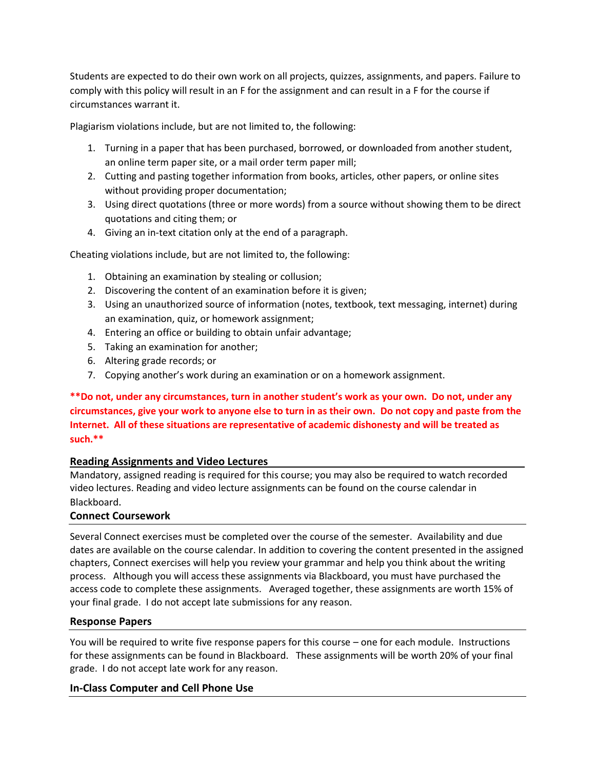Students are expected to do their own work on all projects, quizzes, assignments, and papers. Failure to comply with this policy will result in an F for the assignment and can result in a F for the course if circumstances warrant it.

Plagiarism violations include, but are not limited to, the following:

1. Turning in a paper that has been purchased, borrowed, or downloaded from another student, an online term paper site, or a mail order term paper mill;
2. Cutting and pasting together information from books, articles, other papers, or online sites without providing proper documentation;
3. Using direct quotations (three or more words) from a source without showing them to be direct quotations and citing them; or
4. Giving an in-text citation only at the end of a paragraph.

Cheating violations include, but are not limited to, the following:

1. Obtaining an examination by stealing or collusion;
2. Discovering the content of an examination before it is given;
3. Using an unauthorized source of information (notes, textbook, text messaging, internet) during an examination, quiz, or homework assignment;
4. Entering an office or building to obtain unfair advantage;
5. Taking an examination for another;
6. Altering grade records; or
7. Copying another's work during an examination or on a homework assignment.

****Do not, under any circumstances, turn in another student's work as your own. Do not, under any circumstances, give your work to anyone else to turn in as their own. Do not copy and paste from the Internet. All of these situations are representative of academic dishonesty and will be treated as such.****

### Reading Assignments and Video Lectures

Mandatory, assigned reading is required for this course; you may also be required to watch recorded video lectures. Reading and video lecture assignments can be found on the course calendar in Blackboard.

### Connect Coursework

Several Connect exercises must be completed over the course of the semester. Availability and due dates are available on the course calendar. In addition to covering the content presented in the assigned chapters, Connect exercises will help you review your grammar and help you think about the writing process. Although you will access these assignments via Blackboard, you must have purchased the access code to complete these assignments. Averaged together, these assignments are worth 15% of your final grade. I do not accept late submissions for any reason.

### Response Papers

You will be required to write five response papers for this course – one for each module. Instructions for these assignments can be found in Blackboard. These assignments will be worth 20% of your final grade. I do not accept late work for any reason.

### In-Class Computer and Cell Phone Use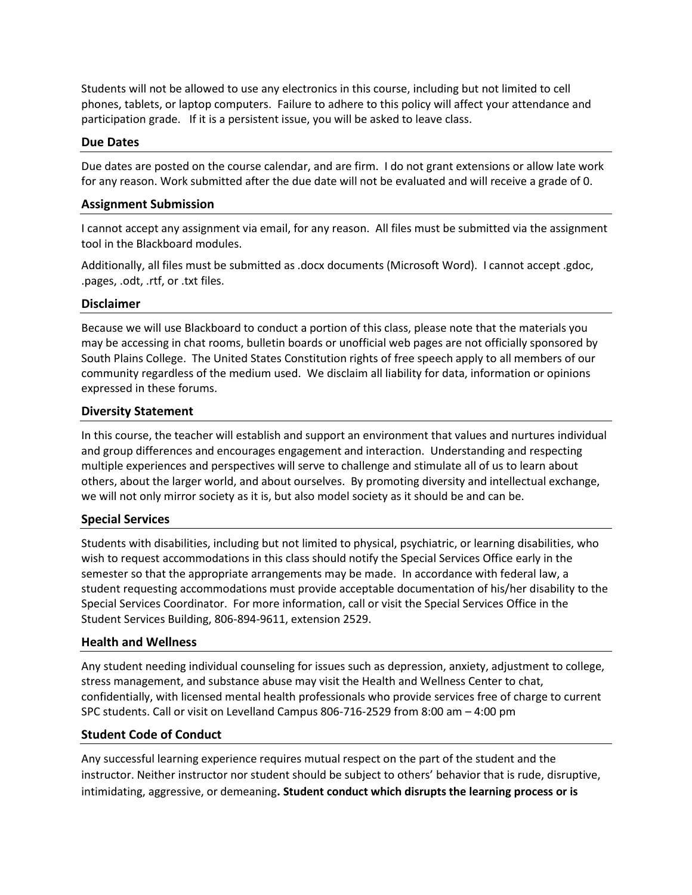Students will not be allowed to use any electronics in this course, including but not limited to cell phones, tablets, or laptop computers. Failure to adhere to this policy will affect your attendance and participation grade. If it is a persistent issue, you will be asked to leave class.

### Due Dates

Due dates are posted on the course calendar, and are firm. I do not grant extensions or allow late work for any reason. Work submitted after the due date will not be evaluated and will receive a grade of 0.

### Assignment Submission

I cannot accept any assignment via email, for any reason. All files must be submitted via the assignment tool in the Blackboard modules.

Additionally, all files must be submitted as .docx documents (Microsoft Word). I cannot accept .gdoc, .pages, .odt, .rtf, or .txt files.

### Disclaimer

Because we will use Blackboard to conduct a portion of this class, please note that the materials you may be accessing in chat rooms, bulletin boards or unofficial web pages are not officially sponsored by South Plains College. The United States Constitution rights of free speech apply to all members of our community regardless of the medium used. We disclaim all liability for data, information or opinions expressed in these forums.

### Diversity Statement

In this course, the teacher will establish and support an environment that values and nurtures individual and group differences and encourages engagement and interaction. Understanding and respecting multiple experiences and perspectives will serve to challenge and stimulate all of us to learn about others, about the larger world, and about ourselves. By promoting diversity and intellectual exchange, we will not only mirror society as it is, but also model society as it should be and can be.

### Special Services

Students with disabilities, including but not limited to physical, psychiatric, or learning disabilities, who wish to request accommodations in this class should notify the Special Services Office early in the semester so that the appropriate arrangements may be made. In accordance with federal law, a student requesting accommodations must provide acceptable documentation of his/her disability to the Special Services Coordinator. For more information, call or visit the Special Services Office in the Student Services Building, 806-894-9611, extension 2529.

### Health and Wellness

Any student needing individual counseling for issues such as depression, anxiety, adjustment to college, stress management, and substance abuse may visit the Health and Wellness Center to chat, confidentially, with licensed mental health professionals who provide services free of charge to current SPC students. Call or visit on Levelland Campus 806-716-2529 from 8:00 am – 4:00 pm

### Student Code of Conduct

Any successful learning experience requires mutual respect on the part of the student and the instructor. Neither instructor nor student should be subject to others' behavior that is rude, disruptive, intimidating, aggressive, or demeaning**. Student conduct which disrupts the learning process or is**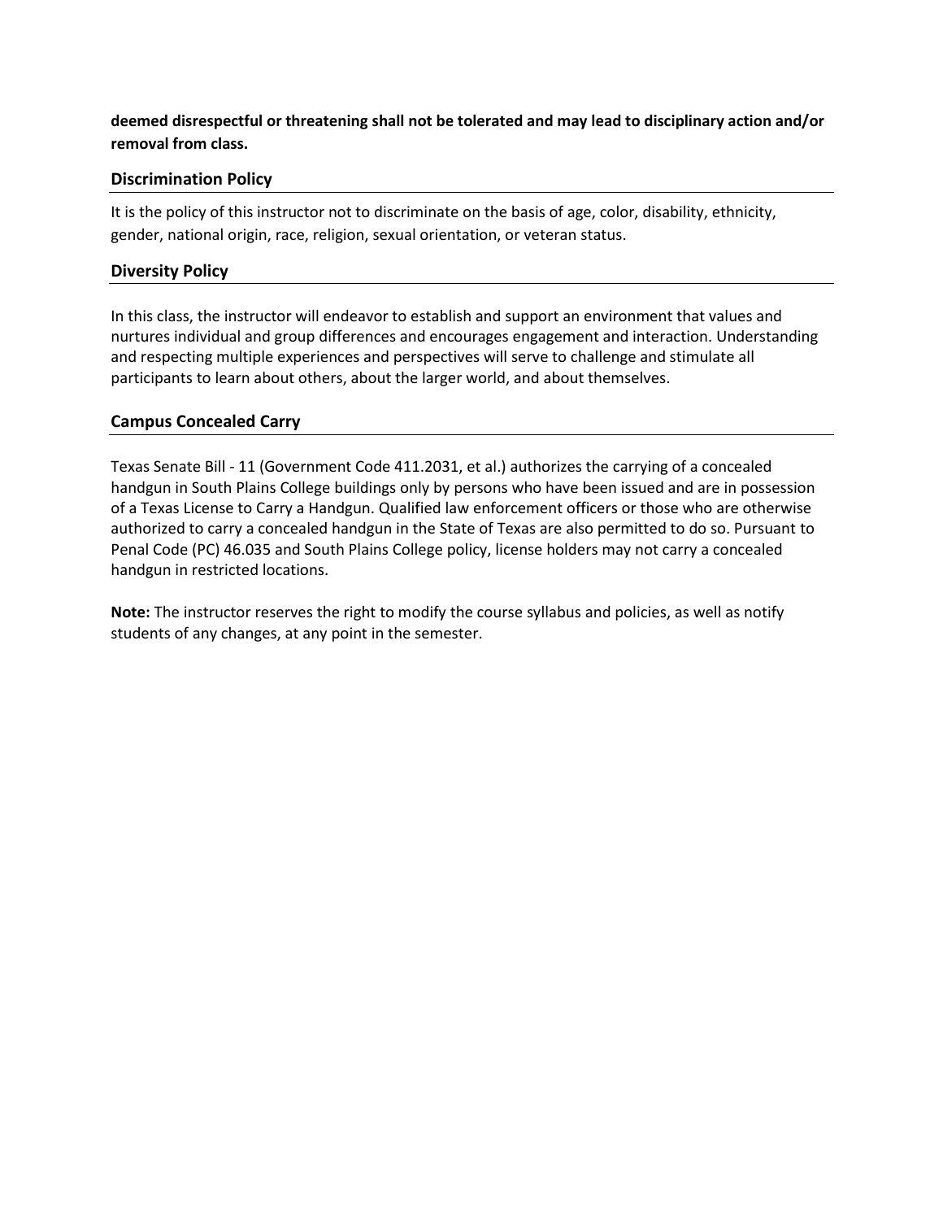**deemed disrespectful or threatening shall not be tolerated and may lead to disciplinary action and/or removal from class.**

### Discrimination Policy

It is the policy of this instructor not to discriminate on the basis of age, color, disability, ethnicity, gender, national origin, race, religion, sexual orientation, or veteran status.

### Diversity Policy

In this class, the instructor will endeavor to establish and support an environment that values and nurtures individual and group differences and encourages engagement and interaction. Understanding and respecting multiple experiences and perspectives will serve to challenge and stimulate all participants to learn about others, about the larger world, and about themselves.

### Campus Concealed Carry

Texas Senate Bill - 11 (Government Code 411.2031, et al.) authorizes the carrying of a concealed handgun in South Plains College buildings only by persons who have been issued and are in possession of a Texas License to Carry a Handgun. Qualified law enforcement officers or those who are otherwise authorized to carry a concealed handgun in the State of Texas are also permitted to do so. Pursuant to Penal Code (PC) 46.035 and South Plains College policy, license holders may not carry a concealed handgun in restricted locations.

**Note:** The instructor reserves the right to modify the course syllabus and policies, as well as notify students of any changes, at any point in the semester.